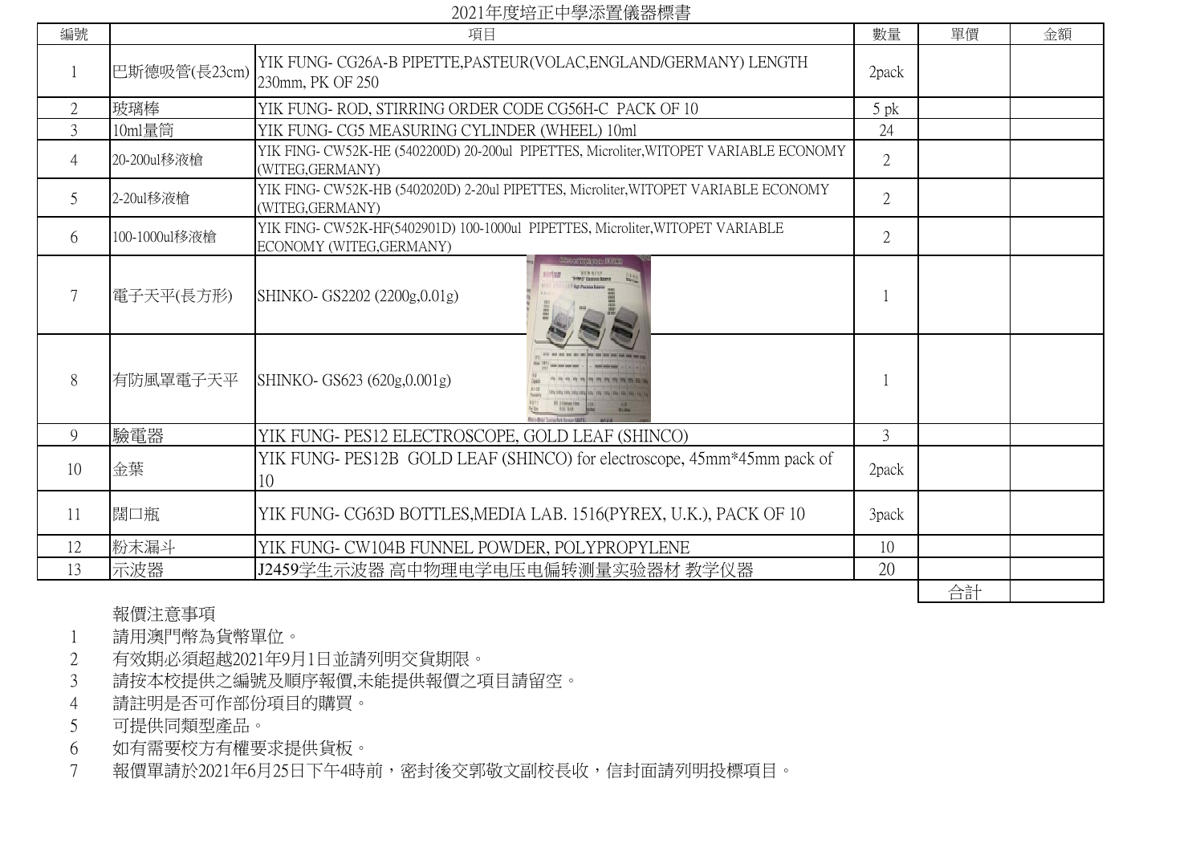# 2021年度培正中學添置儀器標書

| 編號 | 項目 | | 數量 | 單價 | 金額 |
|---|---|---|---|---|---|
| 1 | 巴斯德吸管(長23cm) | YIK FUNG- CG26A-B PIPETTE,PASTEUR(VOLAC,ENGLAND/GERMANY) LENGTH 230mm, PK OF 250 | 2pack | | |
| 2 | 玻璃棒 | YIK FUNG- ROD, STIRRING ORDER CODE CG56H-C PACK OF 10 | 5 pk | | |
| 3 | 10ml量筒 | YIK FUNG- CG5 MEASURING CYLINDER (WHEEL) 10ml | 24 | | |
| 4 | 20-200ul移液槍 | YIK FING- CW52K-HE (5402200D) 20-200ul PIPETTES, Microliter,WITOPET VARIABLE ECONOMY (WITEG,GERMANY) | 2 | | |
| 5 | 2-20ul移液槍 | YIK FING- CW52K-HB (5402020D) 2-20ul PIPETTES, Microliter,WITOPET VARIABLE ECONOMY (WITEG,GERMANY) | 2 | | |
| 6 | 100-1000ul移液槍 | YIK FING- CW52K-HF(5402901D) 100-1000ul PIPETTES, Microliter,WITOPET VARIABLE ECONOMY (WITEG,GERMANY) | 2 | | |
| 7 | 電子天平(長方形) | SHINKO- GS2202 (2200g,0.01g) | 1 | | |
| 8 | 有防風罩電子天平 | SHINKO- GS623 (620g,0.001g) | 1 | | |
| 9 | 驗電器 | YIK FUNG- PES12 ELECTROSCOPE, GOLD LEAF (SHINCO) | 3 | | |
| 10 | 金葉 | YIK FUNG- PES12B GOLD LEAF (SHINCO) for electroscope, 45mm*45mm pack of 10 | 2pack | | |
| 11 | 闊口瓶 | YIK FUNG- CG63D BOTTLES,MEDIA LAB. 1516(PYREX, U.K.), PACK OF 10 | 3pack | | |
| 12 | 粉末漏斗 | YIK FUNG- CW104B FUNNEL POWDER, POLYPROPYLENE | 10 | | |
| 13 | 示波器 | J2459学生示波器 高中物理电学电压电偏转测量实验器材 教学仪器 | 20 | | |
| | | | | 合計 | |

報價注意事項

1. 請用澳門幣為貨幣單位。
2. 有效期必須超越2021年9月1日並請列明交貨期限。
3. 請按本校提供之編號及順序報價,未能提供報價之項目請留空。
4. 請註明是否可作部份項目的購買。
5. 可提供同類型產品。
6. 如有需要校方有權要求提供貨板。
7. 報價單請於2021年6月25日下午4時前，密封後交郭敬文副校長收，信封面請列明投標項目。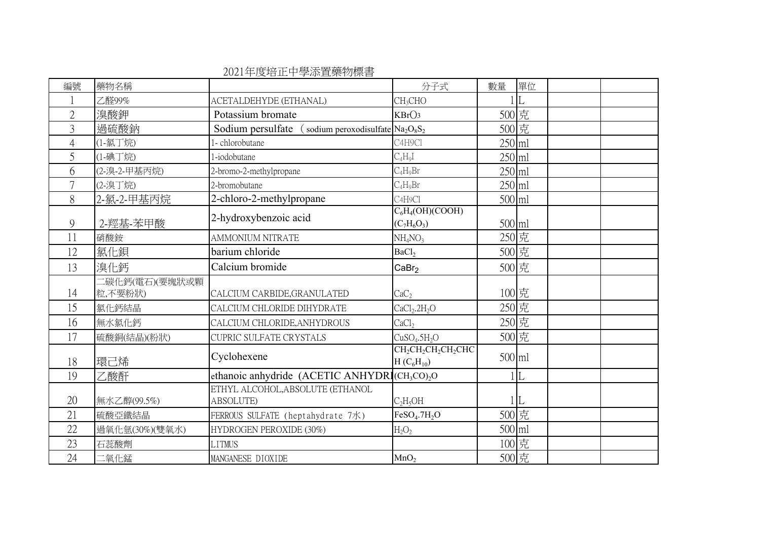# 2021年度培正中學添置藥物標書

| 編號 | 藥物名稱 | | 分子式 | 數量 | 單位 | | |
|---|---|---|---|---|---|---|---|
| 1 | 乙醛99% | ACETALDEHYDE (ETHANAL) | $CH_3CHO$ | 1 | L | | |
| 2 | 溴酸鉀 | Potassium bromate | $KBrO_3$ | 500 | 克 | | |
| 3 | 過硫酸鈉 | Sodium persulfate （sodium peroxodisulfate | $Na_2O_8S_2$ | 500 | 克 | | |
| 4 | (1-氯丁烷) | 1- chlorobutane | $C4H9Cl$ | 250 | ml | | |
| 5 | (1-碘丁烷) | 1-iodobutane | $C_4H_9I$ | 250 | ml | | |
| 6 | (2-溴-2-甲基丙烷) | 2-bromo-2-methylpropane | $C_4H_9Br$ | 250 | ml | | |
| 7 | (2-溴丁烷) | 2-bromobutane | $C_4H_9Br$ | 250 | ml | | |
| 8 | 2-氯-2-甲基丙烷 | 2-chloro-2-methylpropane | $C4H9Cl$ | 500 | ml | | |
| 9 | 2-羥基-苯甲酸 | 2-hydroxybenzoic acid | $C_6H_4(OH)(COOH)$ $(C_7H_6O_3)$ | 500 | ml | | |
| 11 | 硝酸銨 | AMMONIUM NITRATE | $NH_4NO_3$ | 250 | 克 | | |
| 12 | 氯化鋇 | barium chloride | $BaCl_2$ | 500 | 克 | | |
| 13 | 溴化鈣 | Calcium bromide | $CaBr_2$ | 500 | 克 | | |
| 14 | 二碳化鈣(電石)(要塊狀或顆粒,不要粉狀) | CALCIUM CARBIDE,GRANULATED | $CaC_2$ | 100 | 克 | | |
| 15 | 氯化鈣結晶 | CALCIUM CHLORIDE DIHYDRATE | $CaCl_2.2H_2O$ | 250 | 克 | | |
| 16 | 無水氯化鈣 | CALCIUM CHLORIDE,ANHYDROUS | $CaCl_2$ | 250 | 克 | | |
| 17 | 硫酸銅(結晶)(粉狀) | CUPRIC SULFATE CRYSTALS | $CuSO_4.5H_2O$ | 500 | 克 | | |
| 18 | 環己烯 | Cyclohexene | $CH_2CH_2CH_2CH_2CHCH$ $(C_6H_{10})$ | 500 | ml | | |
| 19 | 乙酸酐 | ethanoic anhydride (ACETIC ANHYDRI | $(CH_3CO)_2O$ | 1 | L | | |
| 20 | 無水乙醇(99.5%) | ETHYL ALCOHOL,ABSOLUTE (ETHANOL ABSOLUTE) | $C_2H_5OH$ | 1 | L | | |
| 21 | 硫酸亞鐵結晶 | FERROUS SULFATE (heptahydrate 7水) | $FeSO_4.7H_2O$ | 500 | 克 | | |
| 22 | 過氧化氫(30%)(雙氧水) | HYDROGEN PEROXIDE (30%) | $H_2O_2$ | 500 | ml | | |
| 23 | 石蕊酸劑 | LITMUS | | 100 | 克 | | |
| 24 | 二氧化錳 | MANGANESE DIOXIDE | $MnO_2$ | 500 | 克 | | |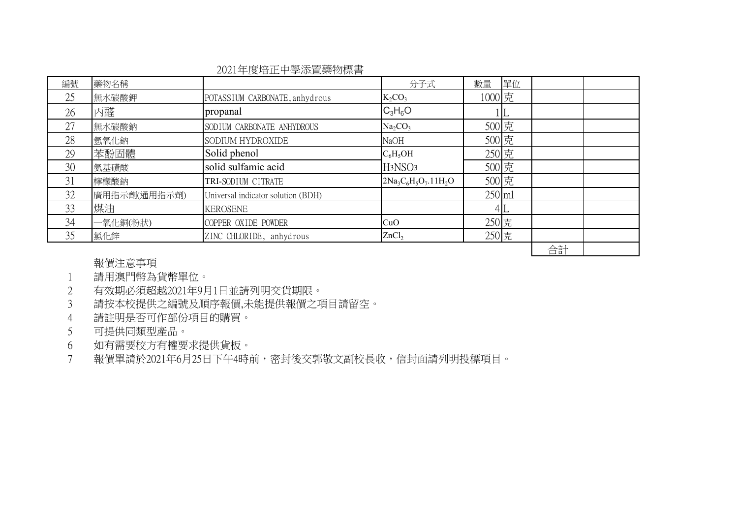2021年度培正中學添置藥物標書

| 編號 | 藥物名稱 | | 分子式 | 數量 | 單位 | | |
|---|---|---|---|---|---|---|---|
| 25 | 無水碳酸鉀 | POTASSIUM CARBONATE, anhydrous | $K_2CO_3$ | 1000 | 克 | | |
| 26 | 丙醛 | propanal | $C_3H_6O$ | 1 | L | | |
| 27 | 無水碳酸鈉 | SODIUM CARBONATE ANHYDROUS | $Na_2CO_3$ | 500 | 克 | | |
| 28 | 氫氧化鈉 | SODIUM HYDROXIDE | $NaOH$ | 500 | 克 | | |
| 29 | 苯酚固體 | Solid phenol | $C_6H_5OH$ | 250 | 克 | | |
| 30 | 氨基磺酸 | solid sulfamic acid | $H_3NSO_3$ | 500 | 克 | | |
| 31 | 檸檬酸鈉 | TRI-SODIUM CITRATE | $2Na_3C_6H_5O_7.11H_2O$ | 500 | 克 | | |
| 32 | 廣用指示劑(通用指示劑) | Universal indicator solution (BDH) | | 250 | ml | | |
| 33 | 煤油 | KEROSENE | | 4 | L | | |
| 34 | 一氧化銅(粉狀) | COPPER OXIDE POWDER | $CuO$ | 250 | 克 | | |
| 35 | 氯化鋅 | ZINC CHLORIDE, anhydrous | $ZnCl_2$ | 250 | 克 | | |
| | | | | | | 合計 | |

報價注意事項

1. 請用澳門幣為貨幣單位。
2. 有效期必須超越2021年9月1日並請列明交貨期限。
3. 請按本校提供之編號及順序報價,未能提供報價之項目請留空。
4. 請註明是否可作部份項目的購買。
5. 可提供同類型產品。
6. 如有需要校方有權要求提供貨板。
7. 報價單請於2021年6月25日下午4時前，密封後交郭敬文副校長收，信封面請列明投標項目。